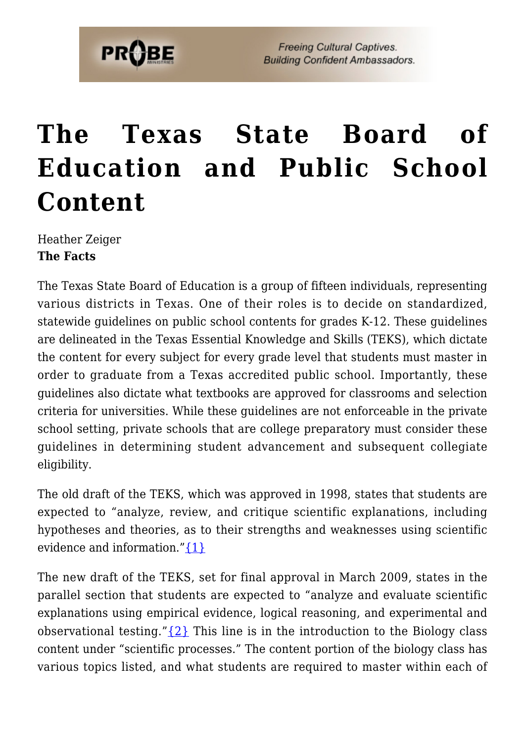# The Texas State Board of Education and Public School Content

Heather Zeiger

**The Facts**

The Texas State Board of Education is a group of fifteen individuals, representing various districts in Texas. One of their roles is to decide on standardized, statewide guidelines on public school contents for grades K-12. These guidelines are delineated in the Texas Essential Knowledge and Skills (TEKS), which dictate the content for every subject for every grade level that students must master in order to graduate from a Texas accredited public school. Importantly, these guidelines also dictate what textbooks are approved for classrooms and selection criteria for universities. While these guidelines are not enforceable in the private school setting, private schools that are college preparatory must consider these guidelines in determining student advancement and subsequent collegiate eligibility.

The old draft of the TEKS, which was approved in 1998, states that students are expected to "analyze, review, and critique scientific explanations, including hypotheses and theories, as to their strengths and weaknesses using scientific evidence and information."{1}

The new draft of the TEKS, set for final approval in March 2009, states in the parallel section that students are expected to "analyze and evaluate scientific explanations using empirical evidence, logical reasoning, and experimental and observational testing."{2} This line is in the introduction to the Biology class content under "scientific processes." The content portion of the biology class has various topics listed, and what students are required to master within each of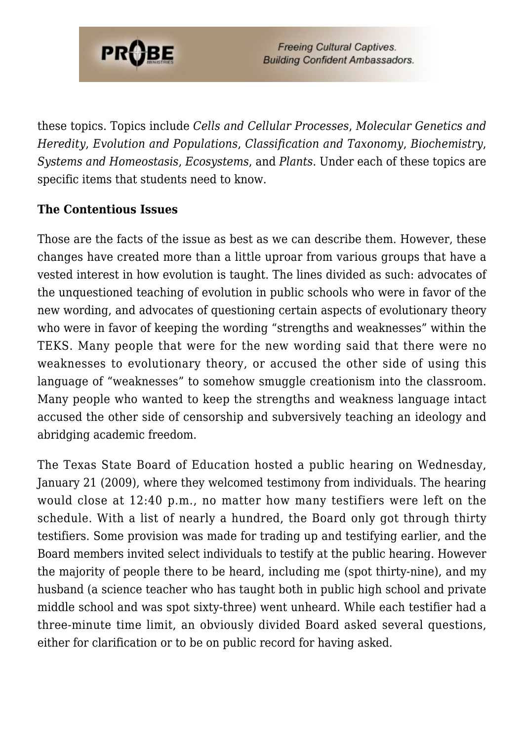these topics. Topics include *Cells and Cellular Processes*, *Molecular Genetics and Heredity*, *Evolution and Populations*, *Classification and Taxonomy*, *Biochemistry*, *Systems and Homeostasis*, *Ecosystems*, and *Plants*. Under each of these topics are specific items that students need to know.

**The Contentious Issues**

Those are the facts of the issue as best as we can describe them. However, these changes have created more than a little uproar from various groups that have a vested interest in how evolution is taught. The lines divided as such: advocates of the unquestioned teaching of evolution in public schools who were in favor of the new wording, and advocates of questioning certain aspects of evolutionary theory who were in favor of keeping the wording "strengths and weaknesses" within the TEKS. Many people that were for the new wording said that there were no weaknesses to evolutionary theory, or accused the other side of using this language of "weaknesses" to somehow smuggle creationism into the classroom. Many people who wanted to keep the strengths and weakness language intact accused the other side of censorship and subversively teaching an ideology and abridging academic freedom.

The Texas State Board of Education hosted a public hearing on Wednesday, January 21 (2009), where they welcomed testimony from individuals. The hearing would close at 12:40 p.m., no matter how many testifiers were left on the schedule. With a list of nearly a hundred, the Board only got through thirty testifiers. Some provision was made for trading up and testifying earlier, and the Board members invited select individuals to testify at the public hearing. However the majority of people there to be heard, including me (spot thirty-nine), and my husband (a science teacher who has taught both in public high school and private middle school and was spot sixty-three) went unheard. While each testifier had a three-minute time limit, an obviously divided Board asked several questions, either for clarification or to be on public record for having asked.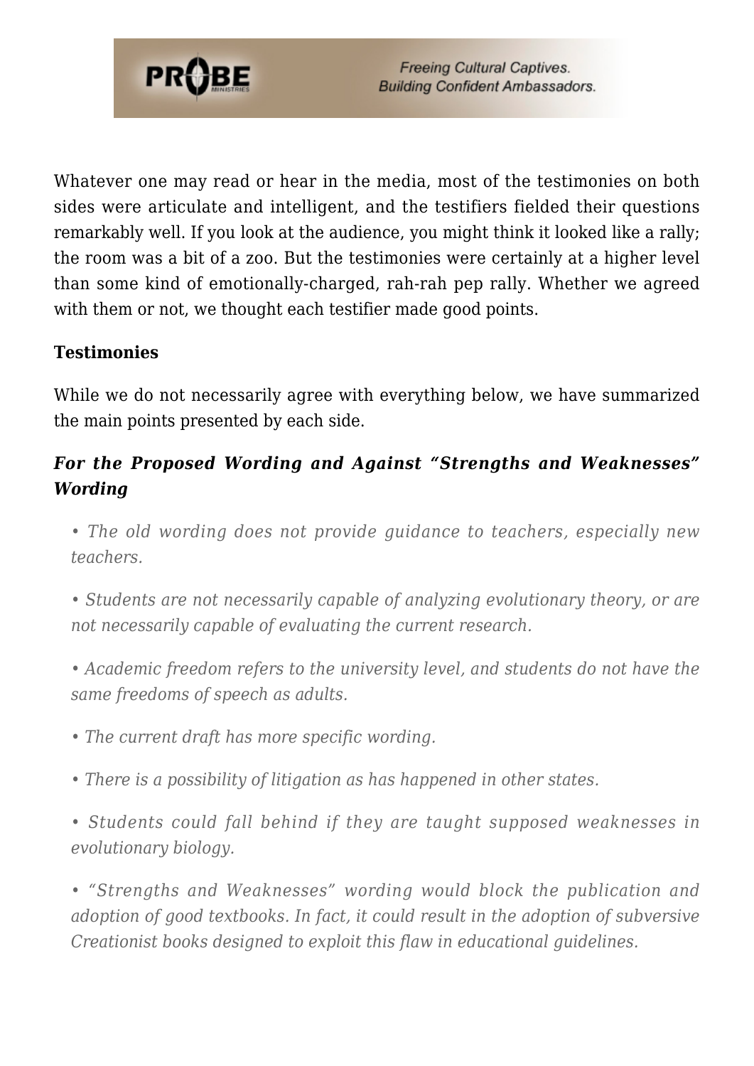Whatever one may read or hear in the media, most of the testimonies on both sides were articulate and intelligent, and the testifiers fielded their questions remarkably well. If you look at the audience, you might think it looked like a rally; the room was a bit of a zoo. But the testimonies were certainly at a higher level than some kind of emotionally-charged, rah-rah pep rally. Whether we agreed with them or not, we thought each testifier made good points.

**Testimonies**

While we do not necessarily agree with everything below, we have summarized the main points presented by each side.

***For the Proposed Wording and Against "Strengths and Weaknesses" Wording***

*• The old wording does not provide guidance to teachers, especially new teachers.*

*• Students are not necessarily capable of analyzing evolutionary theory, or are not necessarily capable of evaluating the current research.*

*• Academic freedom refers to the university level, and students do not have the same freedoms of speech as adults.*

*• The current draft has more specific wording.*

*• There is a possibility of litigation as has happened in other states.*

*• Students could fall behind if they are taught supposed weaknesses in evolutionary biology.*

*• "Strengths and Weaknesses" wording would block the publication and adoption of good textbooks. In fact, it could result in the adoption of subversive Creationist books designed to exploit this flaw in educational guidelines.*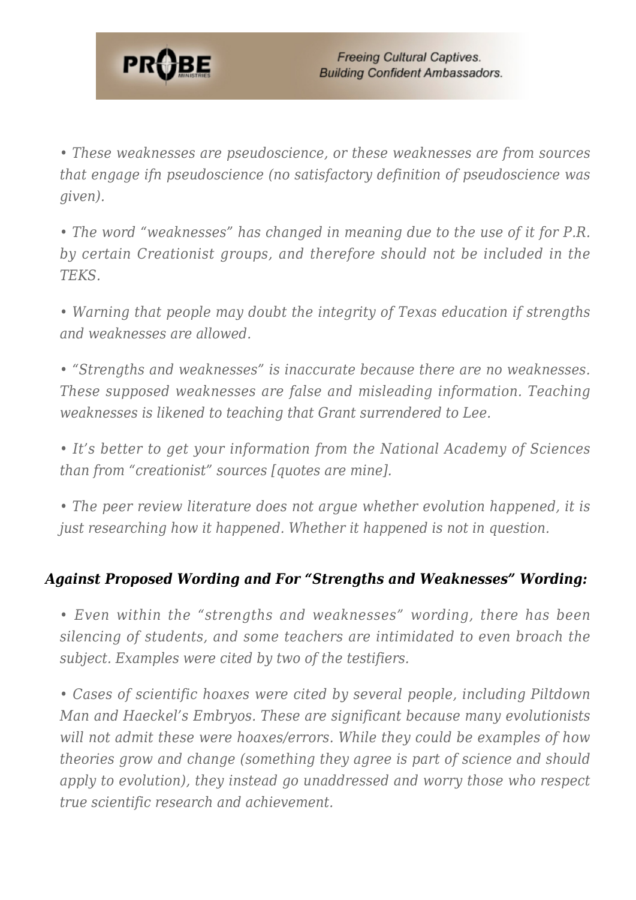*• These weaknesses are pseudoscience, or these weaknesses are from sources that engage ifn pseudoscience (no satisfactory definition of pseudoscience was given).*

*• The word "weaknesses" has changed in meaning due to the use of it for P.R. by certain Creationist groups, and therefore should not be included in the TEKS.*

*• Warning that people may doubt the integrity of Texas education if strengths and weaknesses are allowed.*

*• "Strengths and weaknesses" is inaccurate because there are no weaknesses. These supposed weaknesses are false and misleading information. Teaching weaknesses is likened to teaching that Grant surrendered to Lee.*

*• It's better to get your information from the National Academy of Sciences than from "creationist" sources [quotes are mine].*

*• The peer review literature does not argue whether evolution happened, it is just researching how it happened. Whether it happened is not in question.*

***Against Proposed Wording and For "Strengths and Weaknesses" Wording:***

*• Even within the "strengths and weaknesses" wording, there has been silencing of students, and some teachers are intimidated to even broach the subject. Examples were cited by two of the testifiers.*

*• Cases of scientific hoaxes were cited by several people, including Piltdown Man and Haeckel's Embryos. These are significant because many evolutionists will not admit these were hoaxes/errors. While they could be examples of how theories grow and change (something they agree is part of science and should apply to evolution), they instead go unaddressed and worry those who respect true scientific research and achievement.*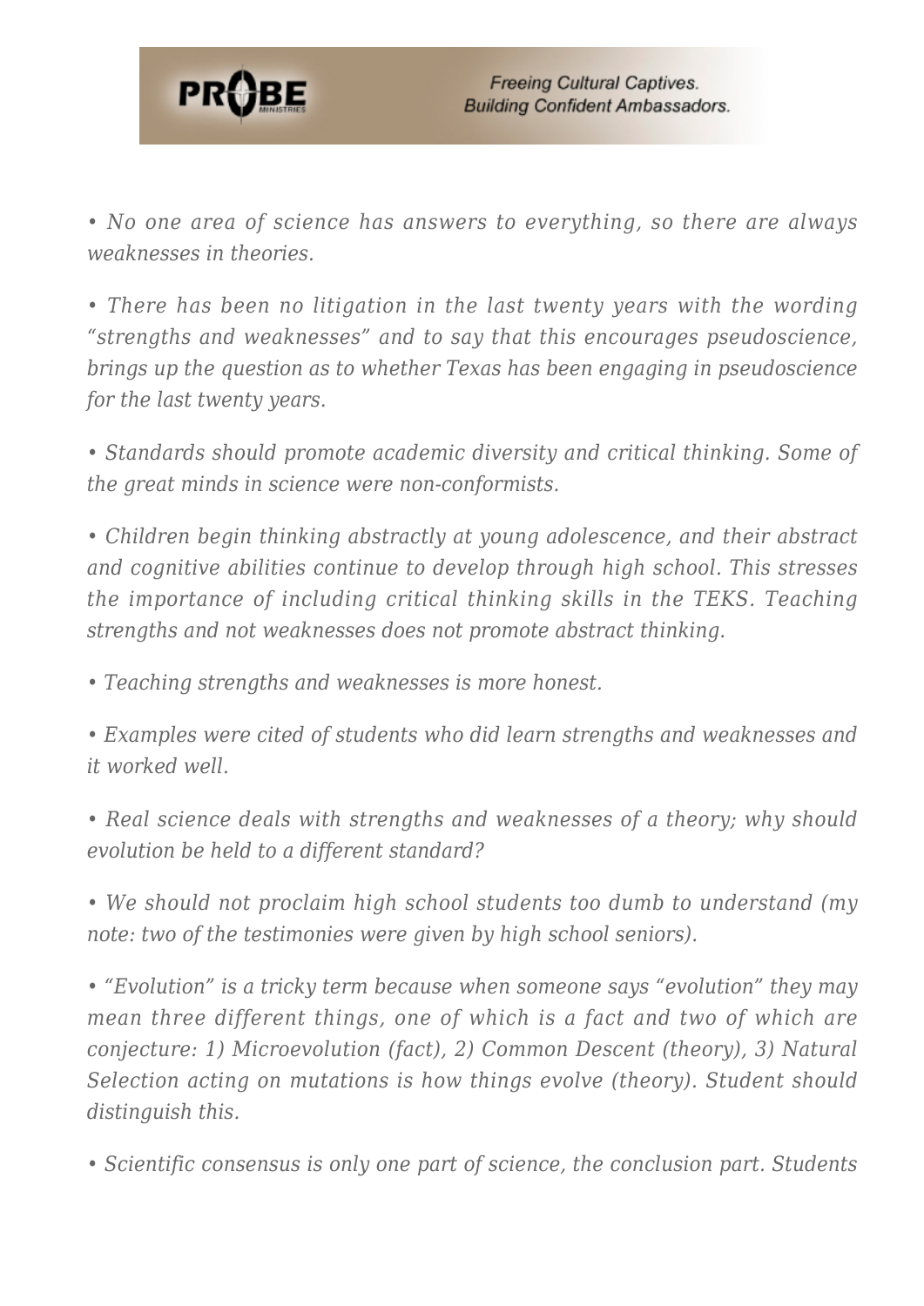*• No one area of science has answers to everything, so there are always weaknesses in theories.*

*• There has been no litigation in the last twenty years with the wording "strengths and weaknesses" and to say that this encourages pseudoscience, brings up the question as to whether Texas has been engaging in pseudoscience for the last twenty years.*

*• Standards should promote academic diversity and critical thinking. Some of the great minds in science were non-conformists.*

*• Children begin thinking abstractly at young adolescence, and their abstract and cognitive abilities continue to develop through high school. This stresses the importance of including critical thinking skills in the TEKS. Teaching strengths and not weaknesses does not promote abstract thinking.*

*• Teaching strengths and weaknesses is more honest.*

*• Examples were cited of students who did learn strengths and weaknesses and it worked well.*

*• Real science deals with strengths and weaknesses of a theory; why should evolution be held to a different standard?*

*• We should not proclaim high school students too dumb to understand (my note: two of the testimonies were given by high school seniors).*

*• "Evolution" is a tricky term because when someone says "evolution" they may mean three different things, one of which is a fact and two of which are conjecture: 1) Microevolution (fact), 2) Common Descent (theory), 3) Natural Selection acting on mutations is how things evolve (theory). Student should distinguish this.*

*• Scientific consensus is only one part of science, the conclusion part. Students*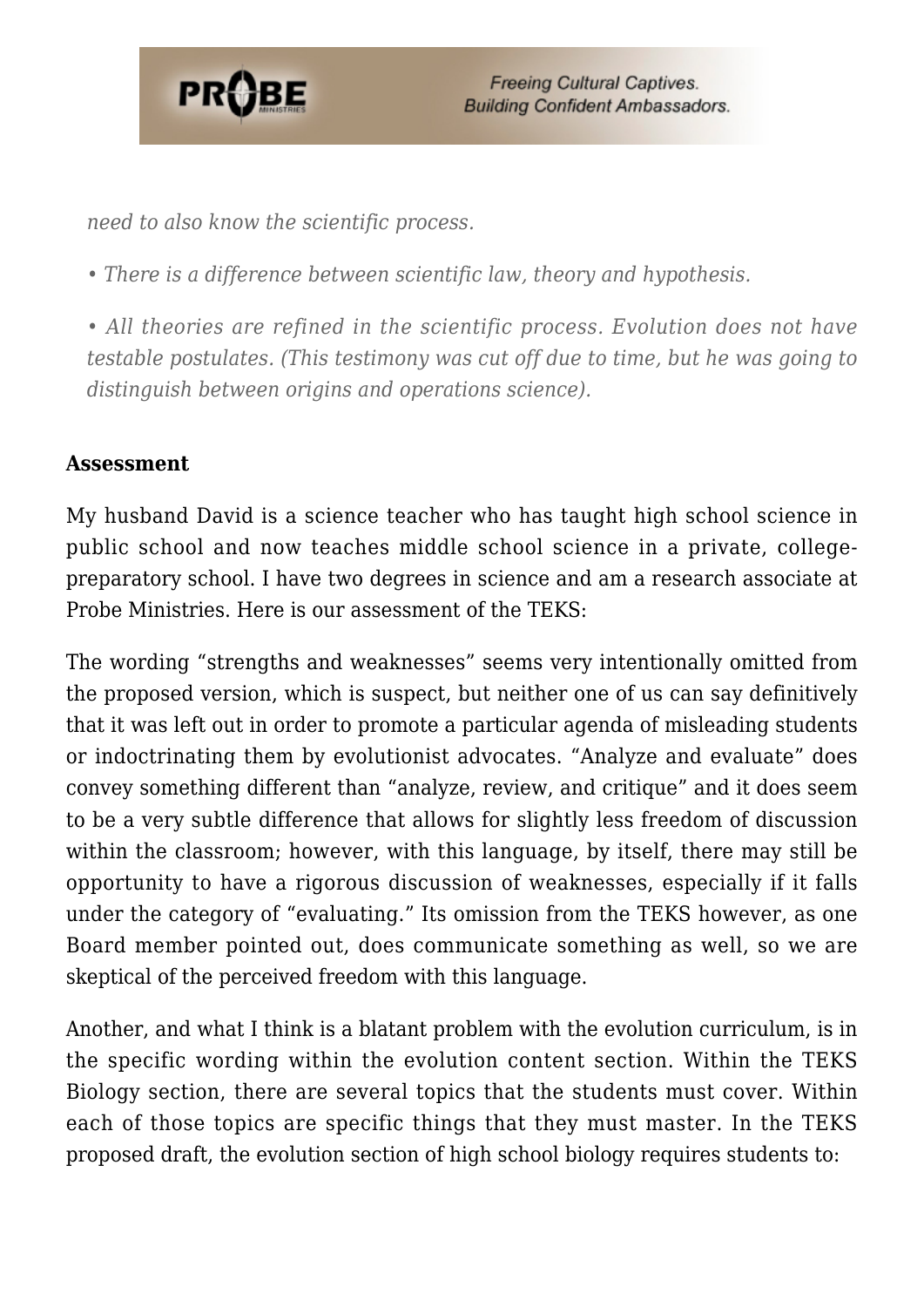*need to also know the scientific process.*

*• There is a difference between scientific law, theory and hypothesis.*

*• All theories are refined in the scientific process. Evolution does not have testable postulates. (This testimony was cut off due to time, but he was going to distinguish between origins and operations science).*

**Assessment**

My husband David is a science teacher who has taught high school science in public school and now teaches middle school science in a private, college-preparatory school. I have two degrees in science and am a research associate at Probe Ministries. Here is our assessment of the TEKS:

The wording "strengths and weaknesses" seems very intentionally omitted from the proposed version, which is suspect, but neither one of us can say definitively that it was left out in order to promote a particular agenda of misleading students or indoctrinating them by evolutionist advocates. "Analyze and evaluate" does convey something different than "analyze, review, and critique" and it does seem to be a very subtle difference that allows for slightly less freedom of discussion within the classroom; however, with this language, by itself, there may still be opportunity to have a rigorous discussion of weaknesses, especially if it falls under the category of "evaluating." Its omission from the TEKS however, as one Board member pointed out, does communicate something as well, so we are skeptical of the perceived freedom with this language.

Another, and what I think is a blatant problem with the evolution curriculum, is in the specific wording within the evolution content section. Within the TEKS Biology section, there are several topics that the students must cover. Within each of those topics are specific things that they must master. In the TEKS proposed draft, the evolution section of high school biology requires students to: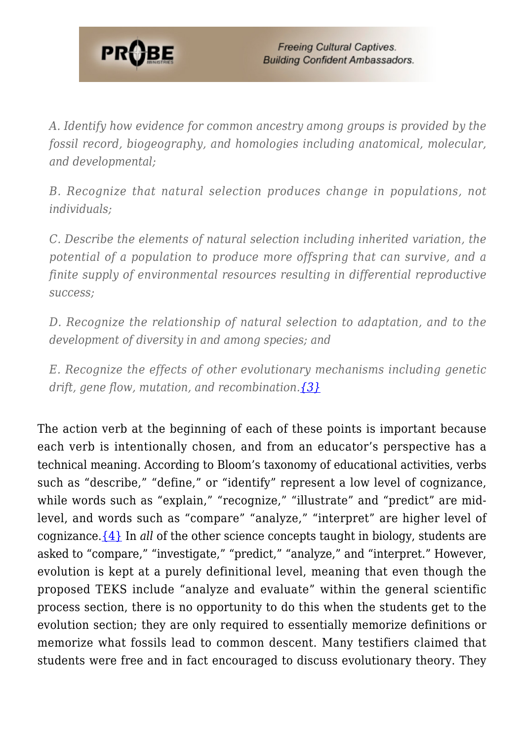*A. Identify how evidence for common ancestry among groups is provided by the fossil record, biogeography, and homologies including anatomical, molecular, and developmental;*

*B. Recognize that natural selection produces change in populations, not individuals;*

*C. Describe the elements of natural selection including inherited variation, the potential of a population to produce more offspring that can survive, and a finite supply of environmental resources resulting in differential reproductive success;*

*D. Recognize the relationship of natural selection to adaptation, and to the development of diversity in and among species; and*

*E. Recognize the effects of other evolutionary mechanisms including genetic drift, gene flow, mutation, and recombination.*{3}

The action verb at the beginning of each of these points is important because each verb is intentionally chosen, and from an educator's perspective has a technical meaning. According to Bloom's taxonomy of educational activities, verbs such as "describe," "define," or "identify" represent a low level of cognizance, while words such as "explain," "recognize," "illustrate" and "predict" are mid-level, and words such as "compare" "analyze," "interpret" are higher level of cognizance.{4} In *all* of the other science concepts taught in biology, students are asked to "compare," "investigate," "predict," "analyze," and "interpret." However, evolution is kept at a purely definitional level, meaning that even though the proposed TEKS include "analyze and evaluate" within the general scientific process section, there is no opportunity to do this when the students get to the evolution section; they are only required to essentially memorize definitions or memorize what fossils lead to common descent. Many testifiers claimed that students were free and in fact encouraged to discuss evolutionary theory. They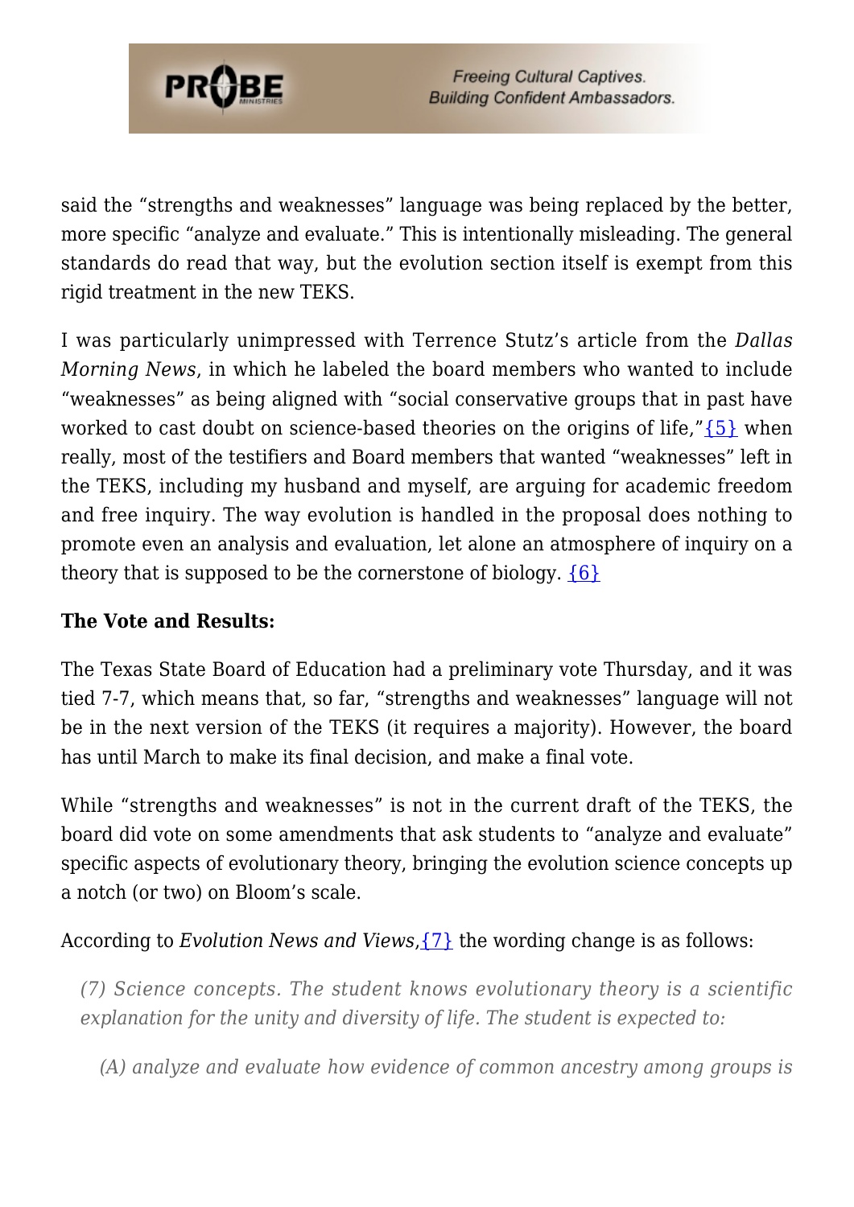said the "strengths and weaknesses" language was being replaced by the better, more specific "analyze and evaluate." This is intentionally misleading. The general standards do read that way, but the evolution section itself is exempt from this rigid treatment in the new TEKS.

I was particularly unimpressed with Terrence Stutz's article from the *Dallas Morning News*, in which he labeled the board members who wanted to include "weaknesses" as being aligned with "social conservative groups that in past have worked to cast doubt on science-based theories on the origins of life,"{5} when really, most of the testifiers and Board members that wanted "weaknesses" left in the TEKS, including my husband and myself, are arguing for academic freedom and free inquiry. The way evolution is handled in the proposal does nothing to promote even an analysis and evaluation, let alone an atmosphere of inquiry on a theory that is supposed to be the cornerstone of biology. {6}

**The Vote and Results:**

The Texas State Board of Education had a preliminary vote Thursday, and it was tied 7-7, which means that, so far, "strengths and weaknesses" language will not be in the next version of the TEKS (it requires a majority). However, the board has until March to make its final decision, and make a final vote.

While "strengths and weaknesses" is not in the current draft of the TEKS, the board did vote on some amendments that ask students to "analyze and evaluate" specific aspects of evolutionary theory, bringing the evolution science concepts up a notch (or two) on Bloom's scale.

According to *Evolution News and Views*,{7} the wording change is as follows:

> *(7) Science concepts. The student knows evolutionary theory is a scientific explanation for the unity and diversity of life. The student is expected to:*
>
> > *(A) analyze and evaluate how evidence of common ancestry among groups is*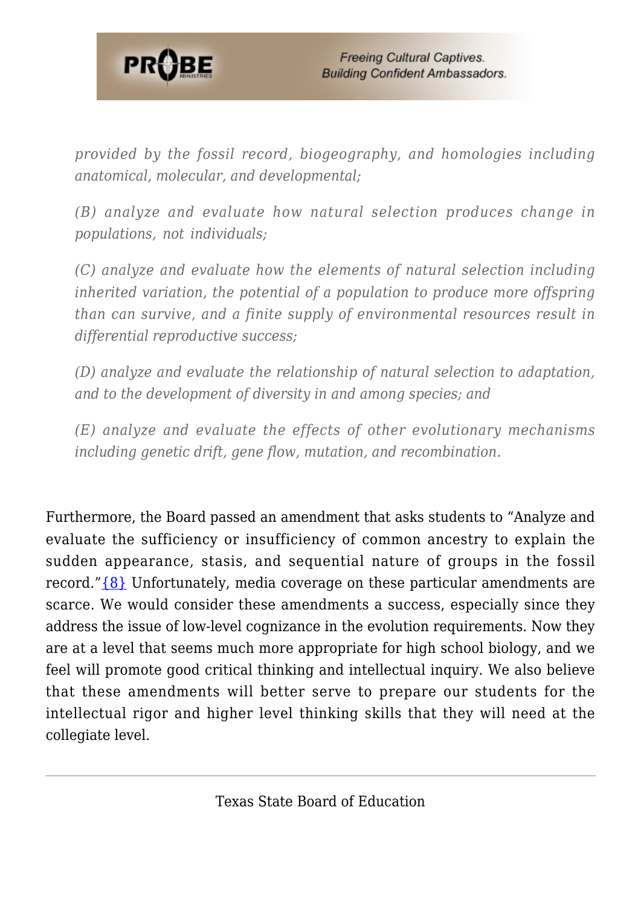*provided by the fossil record, biogeography, and homologies including anatomical, molecular, and developmental;*

*(B) analyze and evaluate how natural selection produces change in populations, not individuals;*

*(C) analyze and evaluate how the elements of natural selection including inherited variation, the potential of a population to produce more offspring than can survive, and a finite supply of environmental resources result in differential reproductive success;*

*(D) analyze and evaluate the relationship of natural selection to adaptation, and to the development of diversity in and among species; and*

*(E) analyze and evaluate the effects of other evolutionary mechanisms including genetic drift, gene flow, mutation, and recombination.*

Furthermore, the Board passed an amendment that asks students to "Analyze and evaluate the sufficiency or insufficiency of common ancestry to explain the sudden appearance, stasis, and sequential nature of groups in the fossil record."{8} Unfortunately, media coverage on these particular amendments are scarce. We would consider these amendments a success, especially since they address the issue of low-level cognizance in the evolution requirements. Now they are at a level that seems much more appropriate for high school biology, and we feel will promote good critical thinking and intellectual inquiry. We also believe that these amendments will better serve to prepare our students for the intellectual rigor and higher level thinking skills that they will need at the collegiate level.

---

Texas State Board of Education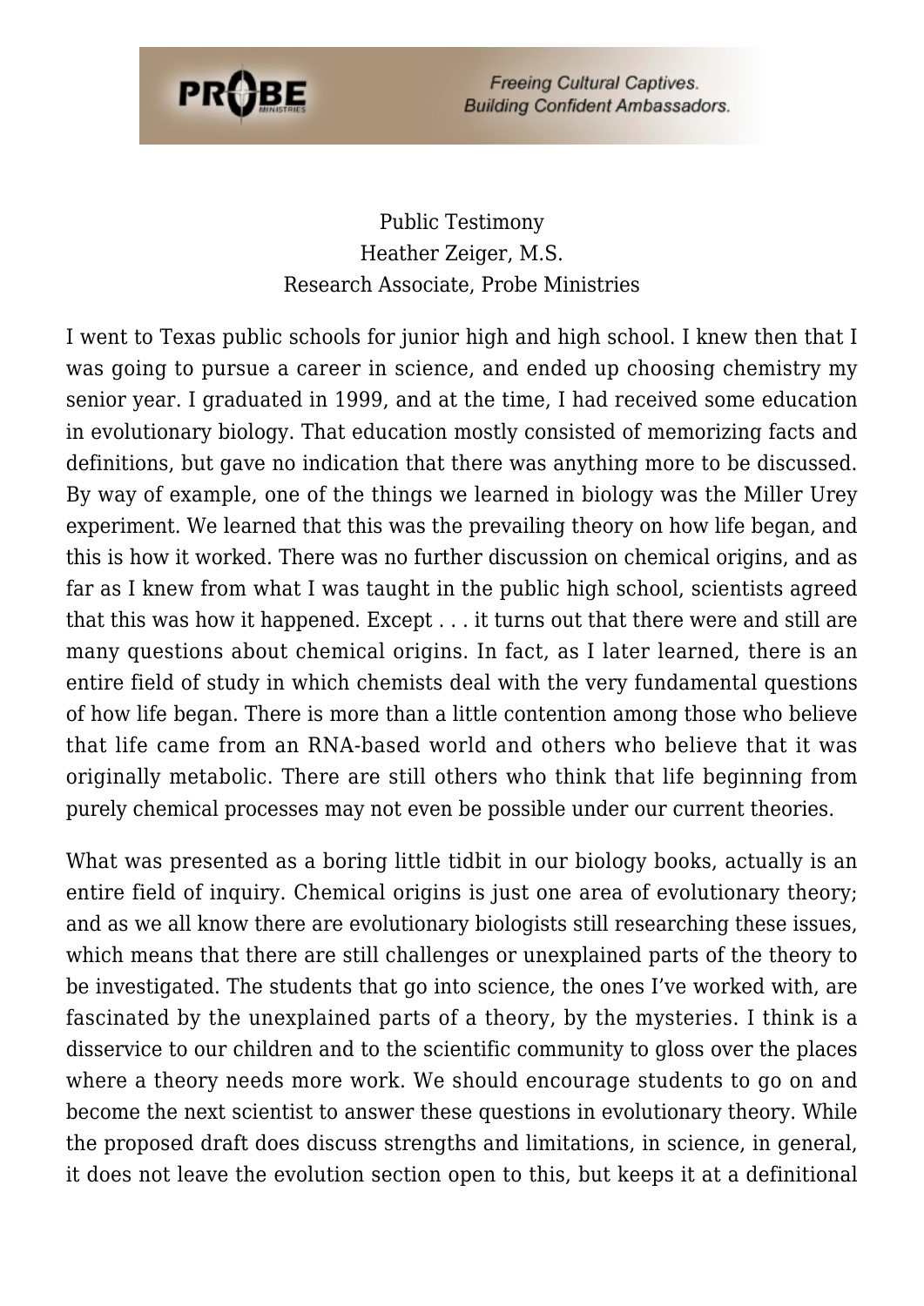Public Testimony
Heather Zeiger, M.S.
Research Associate, Probe Ministries

I went to Texas public schools for junior high and high school. I knew then that I was going to pursue a career in science, and ended up choosing chemistry my senior year. I graduated in 1999, and at the time, I had received some education in evolutionary biology. That education mostly consisted of memorizing facts and definitions, but gave no indication that there was anything more to be discussed. By way of example, one of the things we learned in biology was the Miller Urey experiment. We learned that this was the prevailing theory on how life began, and this is how it worked. There was no further discussion on chemical origins, and as far as I knew from what I was taught in the public high school, scientists agreed that this was how it happened. Except . . . it turns out that there were and still are many questions about chemical origins. In fact, as I later learned, there is an entire field of study in which chemists deal with the very fundamental questions of how life began. There is more than a little contention among those who believe that life came from an RNA-based world and others who believe that it was originally metabolic. There are still others who think that life beginning from purely chemical processes may not even be possible under our current theories.

What was presented as a boring little tidbit in our biology books, actually is an entire field of inquiry. Chemical origins is just one area of evolutionary theory; and as we all know there are evolutionary biologists still researching these issues, which means that there are still challenges or unexplained parts of the theory to be investigated. The students that go into science, the ones I've worked with, are fascinated by the unexplained parts of a theory, by the mysteries. I think is a disservice to our children and to the scientific community to gloss over the places where a theory needs more work. We should encourage students to go on and become the next scientist to answer these questions in evolutionary theory. While the proposed draft does discuss strengths and limitations, in science, in general, it does not leave the evolution section open to this, but keeps it at a definitional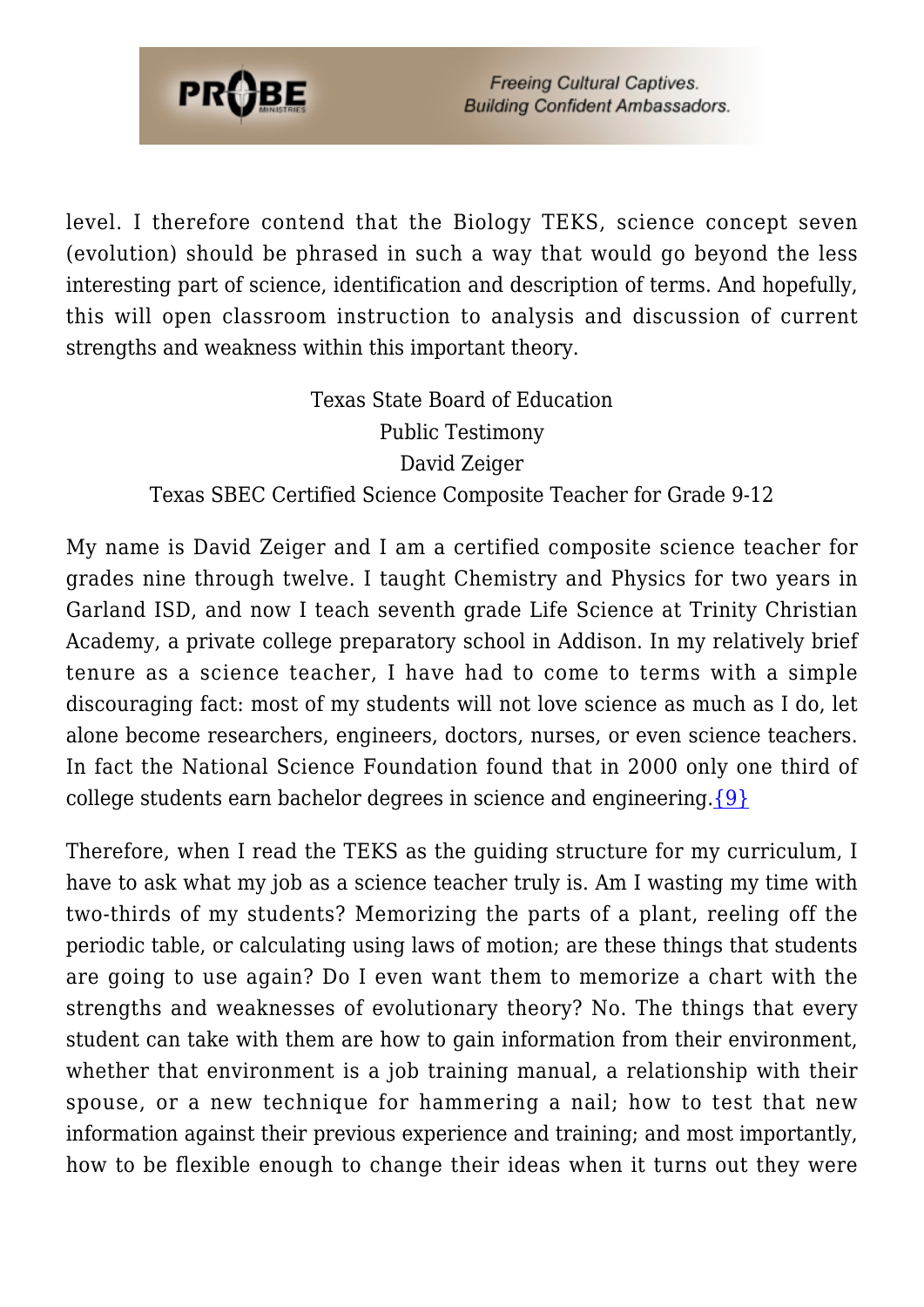level. I therefore contend that the Biology TEKS, science concept seven (evolution) should be phrased in such a way that would go beyond the less interesting part of science, identification and description of terms. And hopefully, this will open classroom instruction to analysis and discussion of current strengths and weakness within this important theory.

Texas State Board of Education
Public Testimony
David Zeiger
Texas SBEC Certified Science Composite Teacher for Grade 9-12

My name is David Zeiger and I am a certified composite science teacher for grades nine through twelve. I taught Chemistry and Physics for two years in Garland ISD, and now I teach seventh grade Life Science at Trinity Christian Academy, a private college preparatory school in Addison. In my relatively brief tenure as a science teacher, I have had to come to terms with a simple discouraging fact: most of my students will not love science as much as I do, let alone become researchers, engineers, doctors, nurses, or even science teachers. In fact the National Science Foundation found that in 2000 only one third of college students earn bachelor degrees in science and engineering.{9}

Therefore, when I read the TEKS as the guiding structure for my curriculum, I have to ask what my job as a science teacher truly is. Am I wasting my time with two-thirds of my students? Memorizing the parts of a plant, reeling off the periodic table, or calculating using laws of motion; are these things that students are going to use again? Do I even want them to memorize a chart with the strengths and weaknesses of evolutionary theory? No. The things that every student can take with them are how to gain information from their environment, whether that environment is a job training manual, a relationship with their spouse, or a new technique for hammering a nail; how to test that new information against their previous experience and training; and most importantly, how to be flexible enough to change their ideas when it turns out they were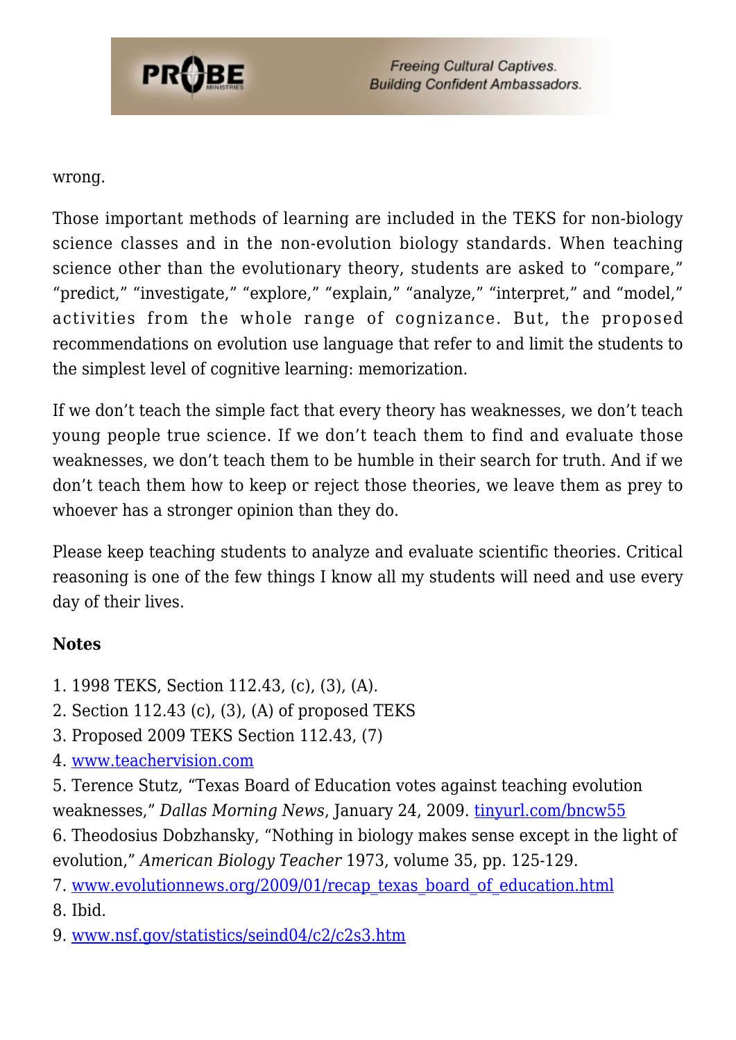wrong.

Those important methods of learning are included in the TEKS for non-biology science classes and in the non-evolution biology standards. When teaching science other than the evolutionary theory, students are asked to “compare,” “predict,” “investigate,” “explore,” “explain,” “analyze,” “interpret,” and “model,” activities from the whole range of cognizance. But, the proposed recommendations on evolution use language that refer to and limit the students to the simplest level of cognitive learning: memorization.

If we don’t teach the simple fact that every theory has weaknesses, we don’t teach young people true science. If we don’t teach them to find and evaluate those weaknesses, we don’t teach them to be humble in their search for truth. And if we don’t teach them how to keep or reject those theories, we leave them as prey to whoever has a stronger opinion than they do.

Please keep teaching students to analyze and evaluate scientific theories. Critical reasoning is one of the few things I know all my students will need and use every day of their lives.

**Notes**

1. 1998 TEKS, Section 112.43, (c), (3), (A).
2. Section 112.43 (c), (3), (A) of proposed TEKS
3. Proposed 2009 TEKS Section 112.43, (7)
4. [www.teachervision.com](http://www.teachervision.com)
5. Terence Stutz, “Texas Board of Education votes against teaching evolution weaknesses,” *Dallas Morning News*, January 24, 2009. [tinyurl.com/bncw55](http://tinyurl.com/bncw55)
6. Theodosius Dobzhansky, “Nothing in biology makes sense except in the light of evolution,” *American Biology Teacher* 1973, volume 35, pp. 125-129.
7. [www.evolutionnews.org/2009/01/recap_texas_board_of_education.html](http://www.evolutionnews.org/2009/01/recap_texas_board_of_education.html)
8. Ibid.
9. [www.nsf.gov/statistics/seind04/c2/c2s3.htm](http://www.nsf.gov/statistics/seind04/c2/c2s3.htm)